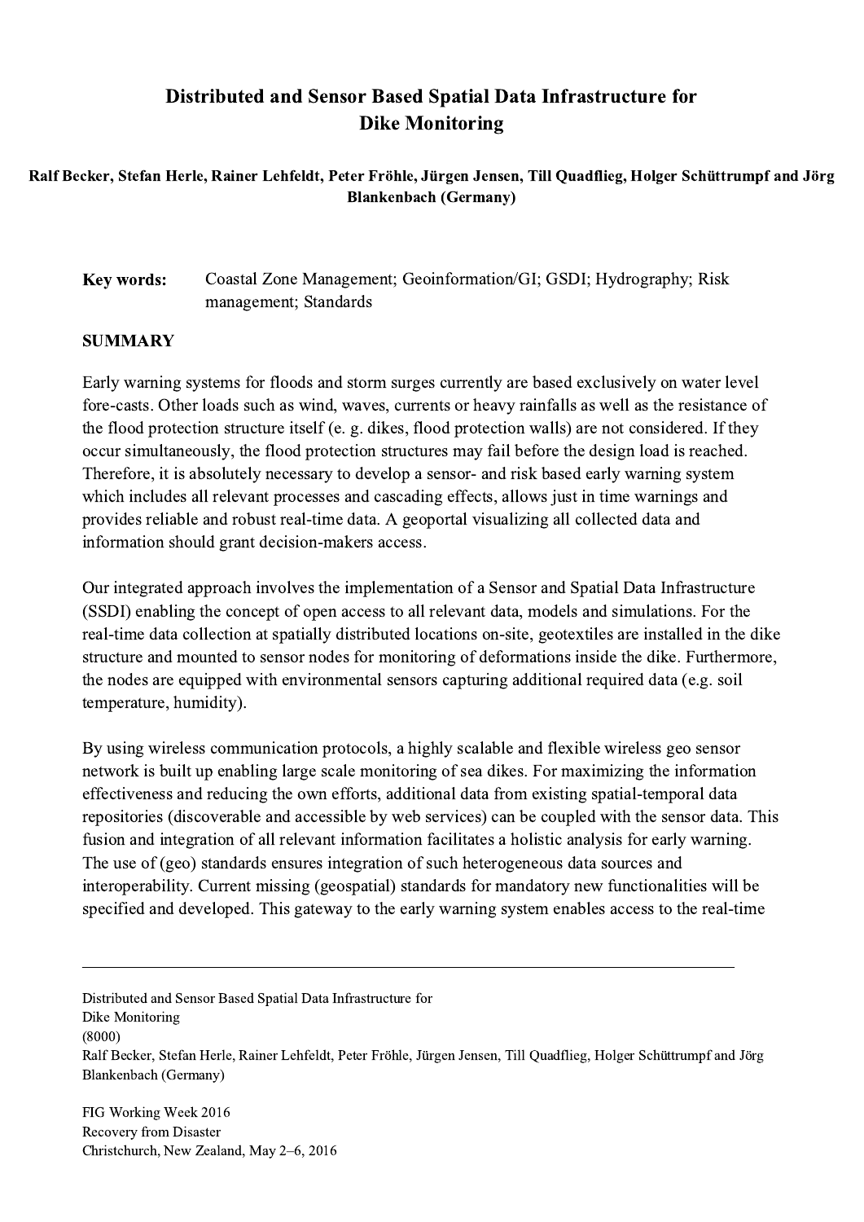# Distributed and Sensor Based Spatial Data Infrastructure for Dike Monitoring

**Ralf Becker, Stefan Herle, Rainer Lehfeldt, Peter Fröhle, Jürgen Jensen, Till Quadflieg, Holger Schüttrumpf and Jörg Blankenbach (Germany)**

**Key words:** Coastal Zone Management; Geoinformation/GI; GSDI; Hydrography; Risk management; Standards

## SUMMARY

Early warning systems for floods and storm surges currently are based exclusively on water level fore-casts. Other loads such as wind, waves, currents or heavy rainfalls as well as the resistance of the flood protection structure itself (e. g. dikes, flood protection walls) are not considered. If they occur simultaneously, the flood protection structures may fail before the design load is reached. Therefore, it is absolutely necessary to develop a sensor- and risk based early warning system which includes all relevant processes and cascading effects, allows just in time warnings and provides reliable and robust real-time data. A geoportal visualizing all collected data and information should grant decision-makers access.

Our integrated approach involves the implementation of a Sensor and Spatial Data Infrastructure (SSDI) enabling the concept of open access to all relevant data, models and simulations. For the real-time data collection at spatially distributed locations on-site, geotextiles are installed in the dike structure and mounted to sensor nodes for monitoring of deformations inside the dike. Furthermore, the nodes are equipped with environmental sensors capturing additional required data (e.g. soil temperature, humidity).

By using wireless communication protocols, a highly scalable and flexible wireless geo sensor network is built up enabling large scale monitoring of sea dikes. For maximizing the information effectiveness and reducing the own efforts, additional data from existing spatial-temporal data repositories (discoverable and accessible by web services) can be coupled with the sensor data. This fusion and integration of all relevant information facilitates a holistic analysis for early warning. The use of (geo) standards ensures integration of such heterogeneous data sources and interoperability. Current missing (geospatial) standards for mandatory new functionalities will be specified and developed. This gateway to the early warning system enables access to the real-time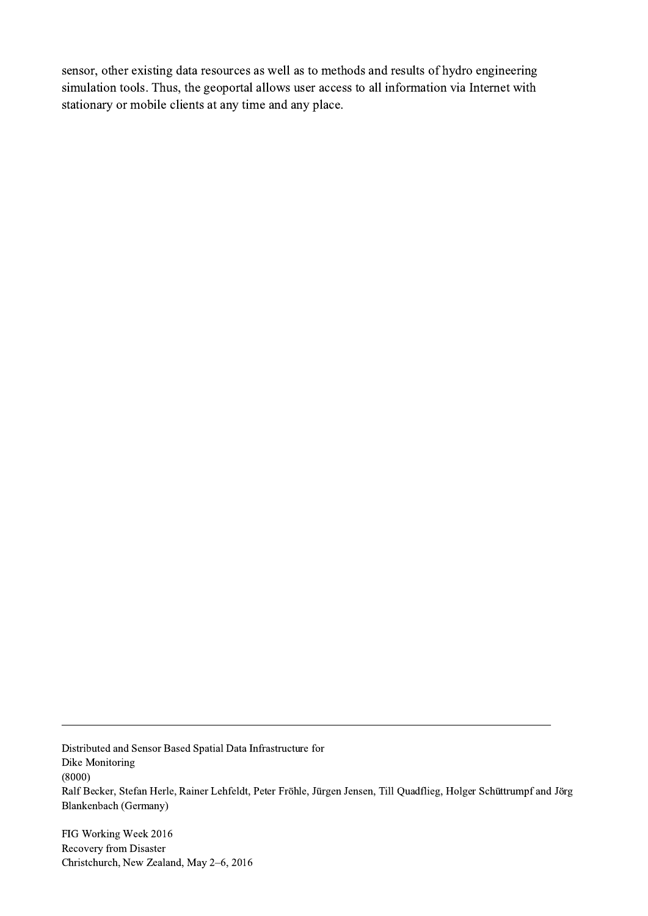sensor, other existing data resources as well as to methods and results of hydro engineering simulation tools. Thus, the geoportal allows user access to all information via Internet with stationary or mobile clients at any time and any place.